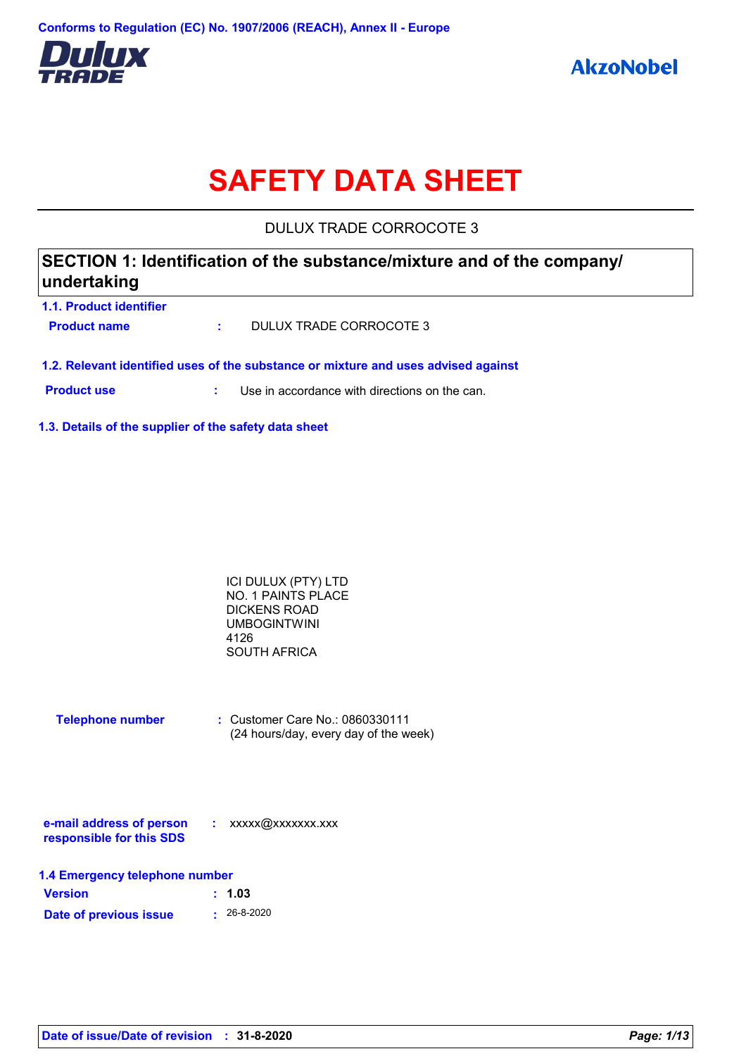Conforms to Regulation (EC) No. 1907/2006 (REACH), Annex II - Europe

Dulux TRADE

AkzoNobel

# SAFETY DATA SHEET

DULUX TRADE CORROCOTE 3

## SECTION 1: Identification of the substance/mixture and of the company/undertaking

### 1.1. Product identifier

**Product name** : DULUX TRADE CORROCOTE 3

### 1.2. Relevant identified uses of the substance or mixture and uses advised against

**Product use** : Use in accordance with directions on the can.

### 1.3. Details of the supplier of the safety data sheet

ICI DULUX (PTY) LTD
NO. 1 PAINTS PLACE
DICKENS ROAD
UMBOGINTWINI
4126
SOUTH AFRICA

**Telephone number** : Customer Care No.: 0860330111
(24 hours/day, every day of the week)

**e-mail address of person responsible for this SDS** : xxxxx@xxxxxxx.xxx

### 1.4 Emergency telephone number

**Version** : **1.03**

**Date of previous issue** : 26-8-2020

**Date of issue/Date of revision** : **31-8-2020**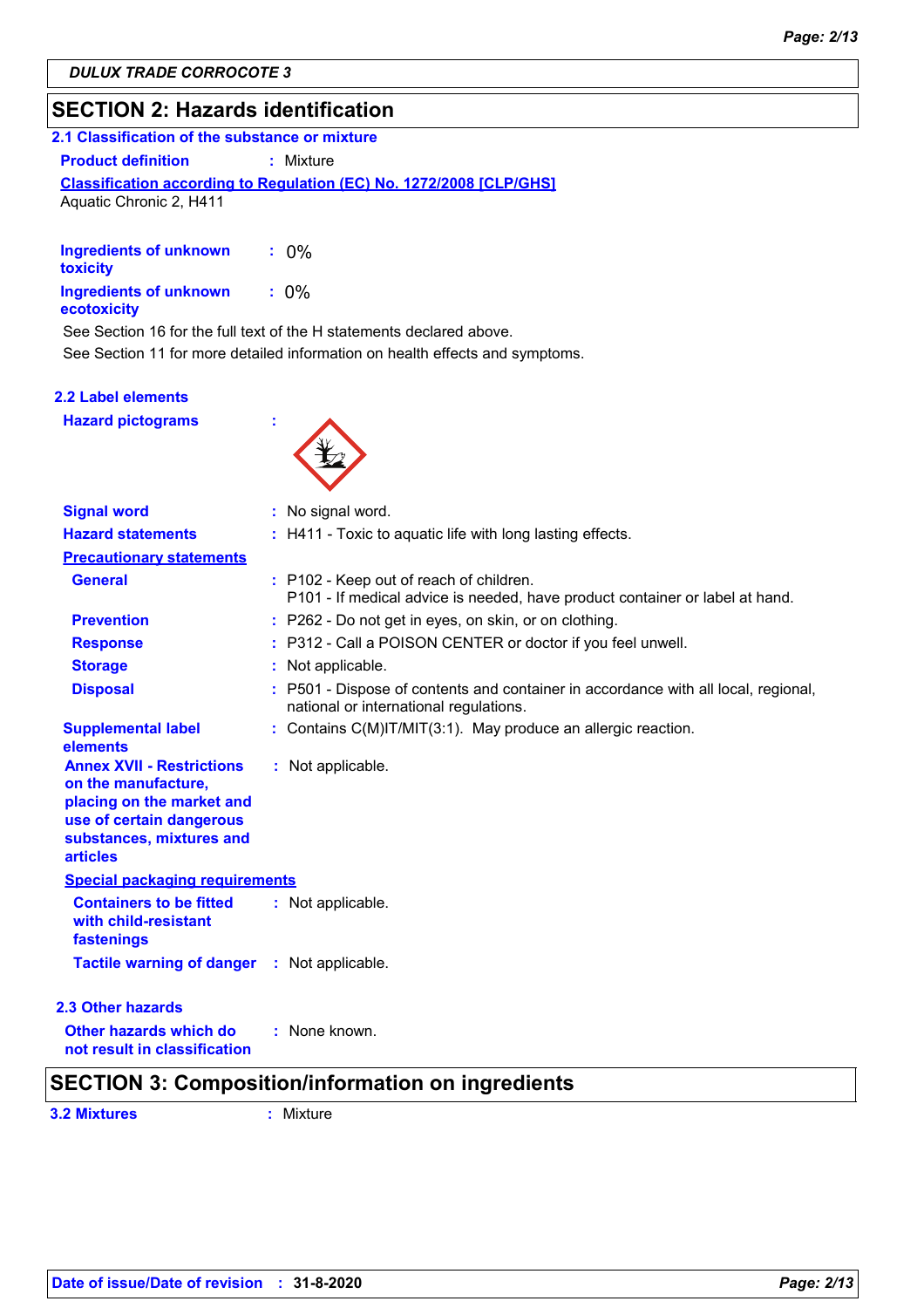DULUX TRADE CORROCOTE 3

## SECTION 2: Hazards identification

### 2.1 Classification of the substance or mixture

**Product definition** : Mixture

**Classification according to Regulation (EC) No. 1272/2008 [CLP/GHS]**

Aquatic Chronic 2, H411

**Ingredients of unknown toxicity** : 0%

**Ingredients of unknown ecotoxicity** : 0%

See Section 16 for the full text of the H statements declared above.

See Section 11 for more detailed information on health effects and symptoms.

### 2.2 Label elements

**Hazard pictograms** :

**Signal word** : No signal word.

**Hazard statements** : H411 - Toxic to aquatic life with long lasting effects.

**Precautionary statements**

**General** : P102 - Keep out of reach of children.
P101 - If medical advice is needed, have product container or label at hand.

**Prevention** : P262 - Do not get in eyes, on skin, or on clothing.

**Response** : P312 - Call a POISON CENTER or doctor if you feel unwell.

**Storage** : Not applicable.

**Disposal** : P501 - Dispose of contents and container in accordance with all local, regional, national or international regulations.

**Supplemental label elements** : Contains C(M)IT/MIT(3:1). May produce an allergic reaction.

**Annex XVII - Restrictions on the manufacture, placing on the market and use of certain dangerous substances, mixtures and articles** : Not applicable.

**Special packaging requirements**

**Containers to be fitted with child-resistant fastenings** : Not applicable.

**Tactile warning of danger** : Not applicable.

### 2.3 Other hazards

**Other hazards which do not result in classification** : None known.

## SECTION 3: Composition/information on ingredients

**3.2 Mixtures** : Mixture

**Date of issue/Date of revision** : 31-8-2020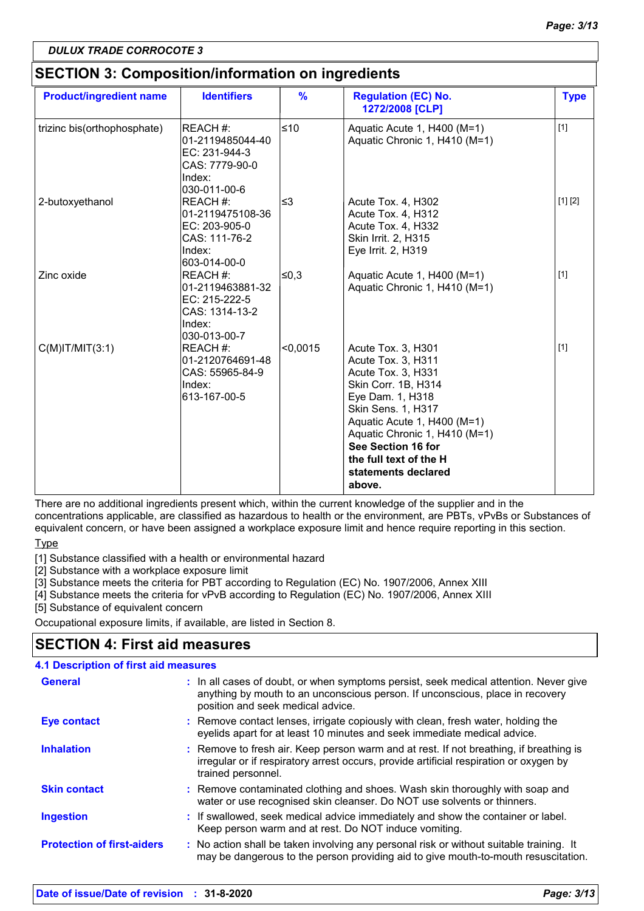**DULUX TRADE CORROCOTE 3**

## SECTION 3: Composition/information on ingredients

| Product/ingredient name | Identifiers | % | Regulation (EC) No. 1272/2008 [CLP] | Type |
|---|---|---|---|---|
| trizinc bis(orthophosphate) | REACH #: 01-2119485044-40<br>EC: 231-944-3<br>CAS: 7779-90-0<br>Index: 030-011-00-6 | ≤10 | Aquatic Acute 1, H400 (M=1)<br>Aquatic Chronic 1, H410 (M=1) | [1] |
| 2-butoxyethanol | REACH #: 01-2119475108-36<br>EC: 203-905-0<br>CAS: 111-76-2<br>Index: 603-014-00-0 | ≤3 | Acute Tox. 4, H302<br>Acute Tox. 4, H312<br>Acute Tox. 4, H332<br>Skin Irrit. 2, H315<br>Eye Irrit. 2, H319 | [1] [2] |
| Zinc oxide | REACH #: 01-2119463881-32<br>EC: 215-222-5<br>CAS: 1314-13-2<br>Index: 030-013-00-7 | ≤0,3 | Aquatic Acute 1, H400 (M=1)<br>Aquatic Chronic 1, H410 (M=1) | [1] |
| C(M)IT/MIT(3:1) | REACH #: 01-2120764691-48<br>CAS: 55965-84-9<br>Index: 613-167-00-5 | <0,0015 | Acute Tox. 3, H301<br>Acute Tox. 3, H311<br>Acute Tox. 3, H331<br>Skin Corr. 1B, H314<br>Eye Dam. 1, H318<br>Skin Sens. 1, H317<br>Aquatic Acute 1, H400 (M=1)<br>Aquatic Chronic 1, H410 (M=1)<br>**See Section 16 for the full text of the H statements declared above.** | [1] |

There are no additional ingredients present which, within the current knowledge of the supplier and in the concentrations applicable, are classified as hazardous to health or the environment, are PBTs, vPvBs or Substances of equivalent concern, or have been assigned a workplace exposure limit and hence require reporting in this section.

Type

[1] Substance classified with a health or environmental hazard
[2] Substance with a workplace exposure limit
[3] Substance meets the criteria for PBT according to Regulation (EC) No. 1907/2006, Annex XIII
[4] Substance meets the criteria for vPvB according to Regulation (EC) No. 1907/2006, Annex XIII
[5] Substance of equivalent concern

Occupational exposure limits, if available, are listed in Section 8.

## SECTION 4: First aid measures

### 4.1 Description of first aid measures

**General** : In all cases of doubt, or when symptoms persist, seek medical attention. Never give anything by mouth to an unconscious person. If unconscious, place in recovery position and seek medical advice.

**Eye contact** : Remove contact lenses, irrigate copiously with clean, fresh water, holding the eyelids apart for at least 10 minutes and seek immediate medical advice.

**Inhalation** : Remove to fresh air. Keep person warm and at rest. If not breathing, if breathing is irregular or if respiratory arrest occurs, provide artificial respiration or oxygen by trained personnel.

**Skin contact** : Remove contaminated clothing and shoes. Wash skin thoroughly with soap and water or use recognised skin cleanser. Do NOT use solvents or thinners.

**Ingestion** : If swallowed, seek medical advice immediately and show the container or label. Keep person warm and at rest. Do NOT induce vomiting.

**Protection of first-aiders** : No action shall be taken involving any personal risk or without suitable training. It may be dangerous to the person providing aid to give mouth-to-mouth resuscitation.

**Date of issue/Date of revision** : 31-8-2020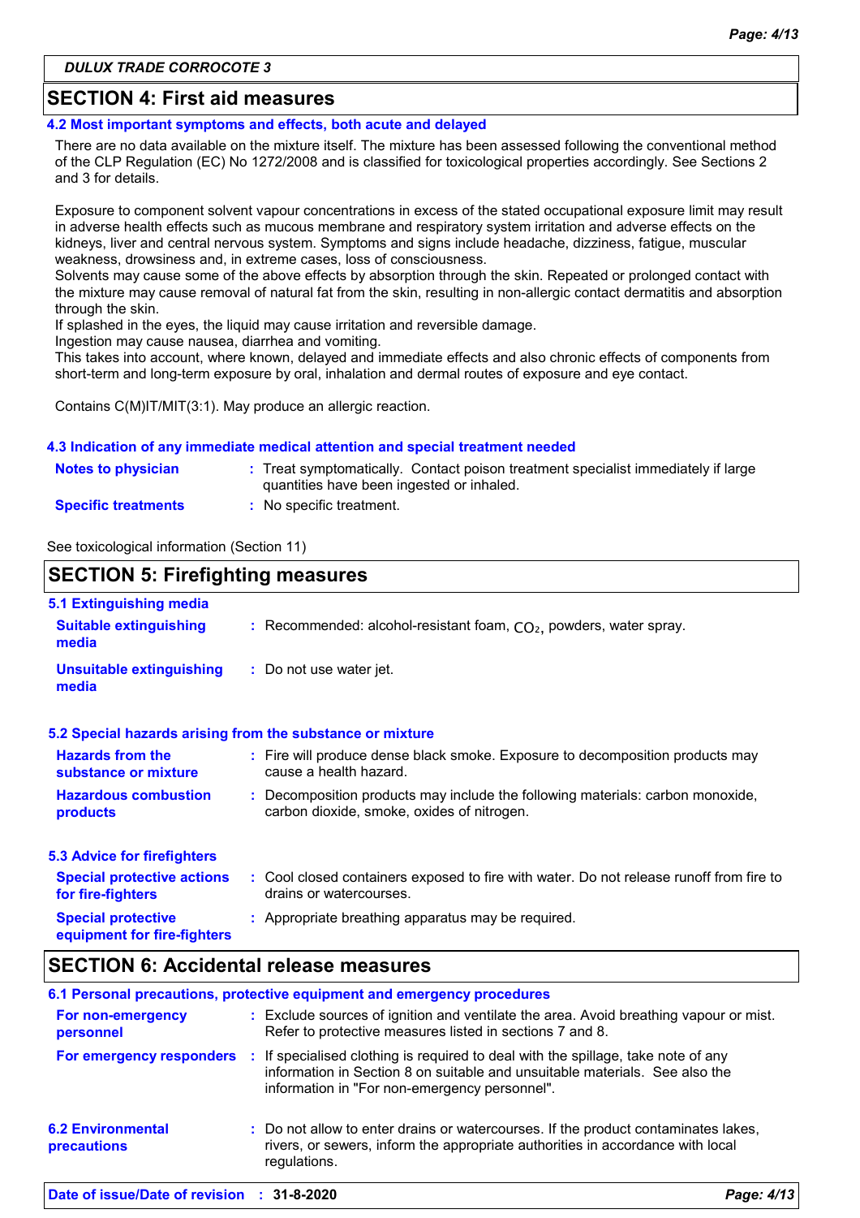## SECTION 4: First aid measures

### 4.2 Most important symptoms and effects, both acute and delayed

There are no data available on the mixture itself. The mixture has been assessed following the conventional method of the CLP Regulation (EC) No 1272/2008 and is classified for toxicological properties accordingly. See Sections 2 and 3 for details.

Exposure to component solvent vapour concentrations in excess of the stated occupational exposure limit may result in adverse health effects such as mucous membrane and respiratory system irritation and adverse effects on the kidneys, liver and central nervous system. Symptoms and signs include headache, dizziness, fatigue, muscular weakness, drowsiness and, in extreme cases, loss of consciousness.
Solvents may cause some of the above effects by absorption through the skin. Repeated or prolonged contact with the mixture may cause removal of natural fat from the skin, resulting in non-allergic contact dermatitis and absorption through the skin.
If splashed in the eyes, the liquid may cause irritation and reversible damage.
Ingestion may cause nausea, diarrhea and vomiting.
This takes into account, where known, delayed and immediate effects and also chronic effects of components from short-term and long-term exposure by oral, inhalation and dermal routes of exposure and eye contact.

Contains C(M)IT/MIT(3:1). May produce an allergic reaction.

### 4.3 Indication of any immediate medical attention and special treatment needed

**Notes to physician** : Treat symptomatically. Contact poison treatment specialist immediately if large quantities have been ingested or inhaled.

**Specific treatments** : No specific treatment.

See toxicological information (Section 11)

## SECTION 5: Firefighting measures

### 5.1 Extinguishing media

**Suitable extinguishing media** : Recommended: alcohol-resistant foam, $CO_2$, powders, water spray.

**Unsuitable extinguishing media** : Do not use water jet.

### 5.2 Special hazards arising from the substance or mixture

**Hazards from the substance or mixture** : Fire will produce dense black smoke. Exposure to decomposition products may cause a health hazard.

**Hazardous combustion products** : Decomposition products may include the following materials: carbon monoxide, carbon dioxide, smoke, oxides of nitrogen.

### 5.3 Advice for firefighters

**Special protective actions for fire-fighters** : Cool closed containers exposed to fire with water. Do not release runoff from fire to drains or watercourses.

**Special protective equipment for fire-fighters** : Appropriate breathing apparatus may be required.

## SECTION 6: Accidental release measures

### 6.1 Personal precautions, protective equipment and emergency procedures

**For non-emergency personnel** : Exclude sources of ignition and ventilate the area. Avoid breathing vapour or mist. Refer to protective measures listed in sections 7 and 8.

**For emergency responders** : If specialised clothing is required to deal with the spillage, take note of any information in Section 8 on suitable and unsuitable materials. See also the information in "For non-emergency personnel".

**6.2 Environmental precautions** : Do not allow to enter drains or watercourses. If the product contaminates lakes, rivers, or sewers, inform the appropriate authorities in accordance with local regulations.

**Date of issue/Date of revision** : 31-8-2020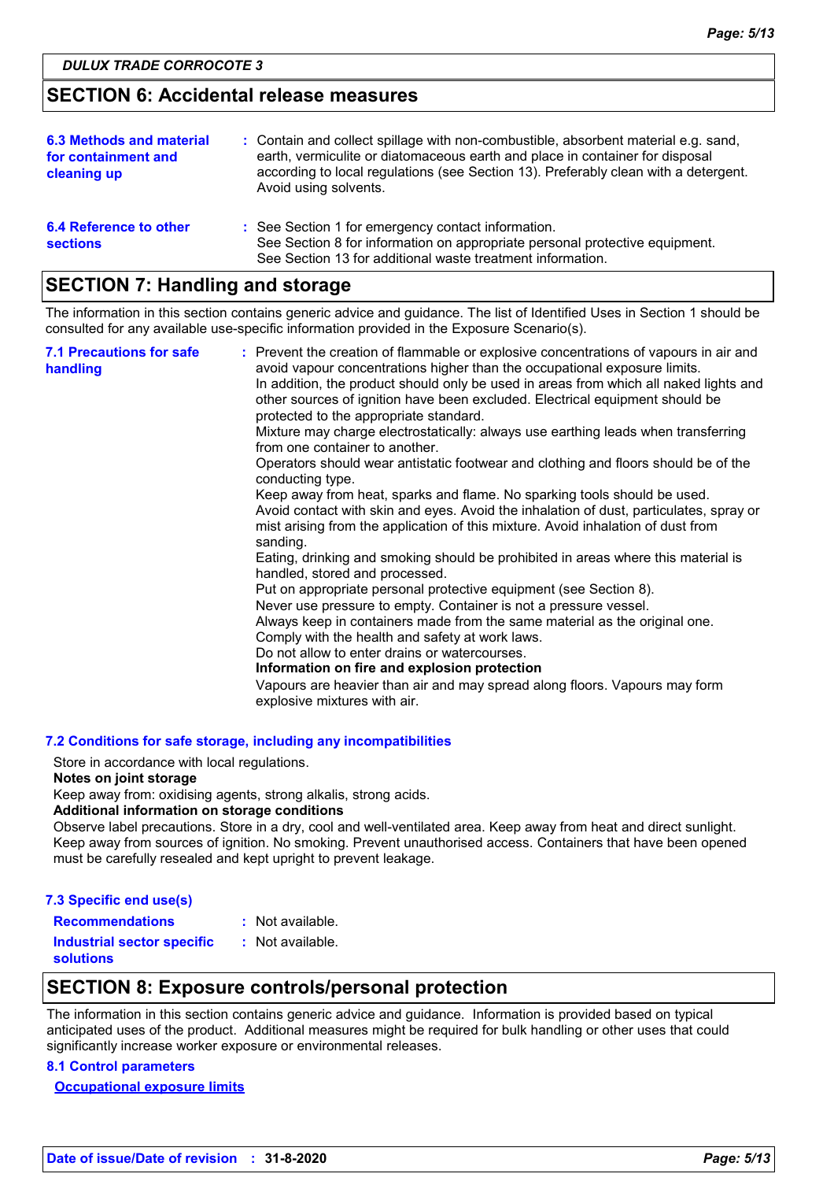## SECTION 6: Accidental release measures

**6.3 Methods and material for containment and cleaning up** : Contain and collect spillage with non-combustible, absorbent material e.g. sand, earth, vermiculite or diatomaceous earth and place in container for disposal according to local regulations (see Section 13). Preferably clean with a detergent. Avoid using solvents.

**6.4 Reference to other sections** : See Section 1 for emergency contact information.
See Section 8 for information on appropriate personal protective equipment.
See Section 13 for additional waste treatment information.

## SECTION 7: Handling and storage

The information in this section contains generic advice and guidance. The list of Identified Uses in Section 1 should be consulted for any available use-specific information provided in the Exposure Scenario(s).

**7.1 Precautions for safe handling** : Prevent the creation of flammable or explosive concentrations of vapours in air and avoid vapour concentrations higher than the occupational exposure limits.
In addition, the product should only be used in areas from which all naked lights and other sources of ignition have been excluded. Electrical equipment should be protected to the appropriate standard.
Mixture may charge electrostatically: always use earthing leads when transferring from one container to another.
Operators should wear antistatic footwear and clothing and floors should be of the conducting type.
Keep away from heat, sparks and flame. No sparking tools should be used.
Avoid contact with skin and eyes. Avoid the inhalation of dust, particulates, spray or mist arising from the application of this mixture. Avoid inhalation of dust from sanding.
Eating, drinking and smoking should be prohibited in areas where this material is handled, stored and processed.
Put on appropriate personal protective equipment (see Section 8).
Never use pressure to empty. Container is not a pressure vessel.
Always keep in containers made from the same material as the original one.
Comply with the health and safety at work laws.
Do not allow to enter drains or watercourses.
**Information on fire and explosion protection**
Vapours are heavier than air and may spread along floors. Vapours may form explosive mixtures with air.

**7.2 Conditions for safe storage, including any incompatibilities**

Store in accordance with local regulations.
**Notes on joint storage**
Keep away from: oxidising agents, strong alkalis, strong acids.
**Additional information on storage conditions**
Observe label precautions. Store in a dry, cool and well-ventilated area. Keep away from heat and direct sunlight. Keep away from sources of ignition. No smoking. Prevent unauthorised access. Containers that have been opened must be carefully resealed and kept upright to prevent leakage.

**7.3 Specific end use(s)**

**Recommendations** : Not available.

**Industrial sector specific solutions** : Not available.

## SECTION 8: Exposure controls/personal protection

The information in this section contains generic advice and guidance. Information is provided based on typical anticipated uses of the product. Additional measures might be required for bulk handling or other uses that could significantly increase worker exposure or environmental releases.

**8.1 Control parameters**

**Occupational exposure limits**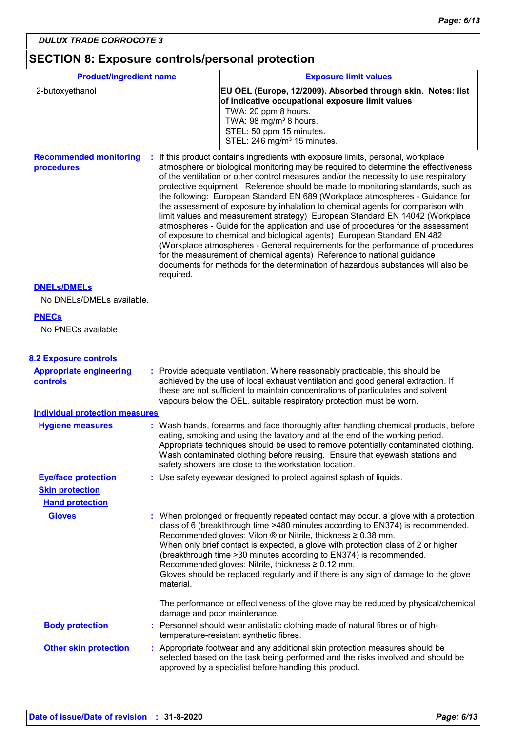## SECTION 8: Exposure controls/personal protection

| Product/ingredient name | Exposure limit values |
|---|---|
| 2-butoxyethanol | **EU OEL (Europe, 12/2009). Absorbed through skin. Notes: list of indicative occupational exposure limit values**<br>TWA: 20 ppm 8 hours.<br>TWA: 98 mg/m³ 8 hours.<br>STEL: 50 ppm 15 minutes.<br>STEL: 246 mg/m³ 15 minutes. |

**Recommended monitoring procedures** : If this product contains ingredients with exposure limits, personal, workplace atmosphere or biological monitoring may be required to determine the effectiveness of the ventilation or other control measures and/or the necessity to use respiratory protective equipment. Reference should be made to monitoring standards, such as the following: European Standard EN 689 (Workplace atmospheres - Guidance for the assessment of exposure by inhalation to chemical agents for comparison with limit values and measurement strategy) European Standard EN 14042 (Workplace atmospheres - Guide for the application and use of procedures for the assessment of exposure to chemical and biological agents) European Standard EN 482 (Workplace atmospheres - General requirements for the performance of procedures for the measurement of chemical agents) Reference to national guidance documents for methods for the determination of hazardous substances will also be required.

**DNELs/DMELs**

No DNELs/DMELs available.

**PNECs**

No PNECs available

### 8.2 Exposure controls

**Appropriate engineering controls** : Provide adequate ventilation. Where reasonably practicable, this should be achieved by the use of local exhaust ventilation and good general extraction. If these are not sufficient to maintain concentrations of particulates and solvent vapours below the OEL, suitable respiratory protection must be worn.

**Individual protection measures**

**Hygiene measures** : Wash hands, forearms and face thoroughly after handling chemical products, before eating, smoking and using the lavatory and at the end of the working period. Appropriate techniques should be used to remove potentially contaminated clothing. Wash contaminated clothing before reusing. Ensure that eyewash stations and safety showers are close to the workstation location.

**Eye/face protection** : Use safety eyewear designed to protect against splash of liquids.

**Skin protection**

**Hand protection**

**Gloves** : When prolonged or frequently repeated contact may occur, a glove with a protection class of 6 (breakthrough time >480 minutes according to EN374) is recommended. Recommended gloves: Viton ® or Nitrile, thickness ≥ 0.38 mm.
When only brief contact is expected, a glove with protection class of 2 or higher (breakthrough time >30 minutes according to EN374) is recommended.
Recommended gloves: Nitrile, thickness ≥ 0.12 mm.
Gloves should be replaced regularly and if there is any sign of damage to the glove material.

The performance or effectiveness of the glove may be reduced by physical/chemical damage and poor maintenance.

**Body protection** : Personnel should wear antistatic clothing made of natural fibres or of high-temperature-resistant synthetic fibres.

**Other skin protection** : Appropriate footwear and any additional skin protection measures should be selected based on the task being performed and the risks involved and should be approved by a specialist before handling this product.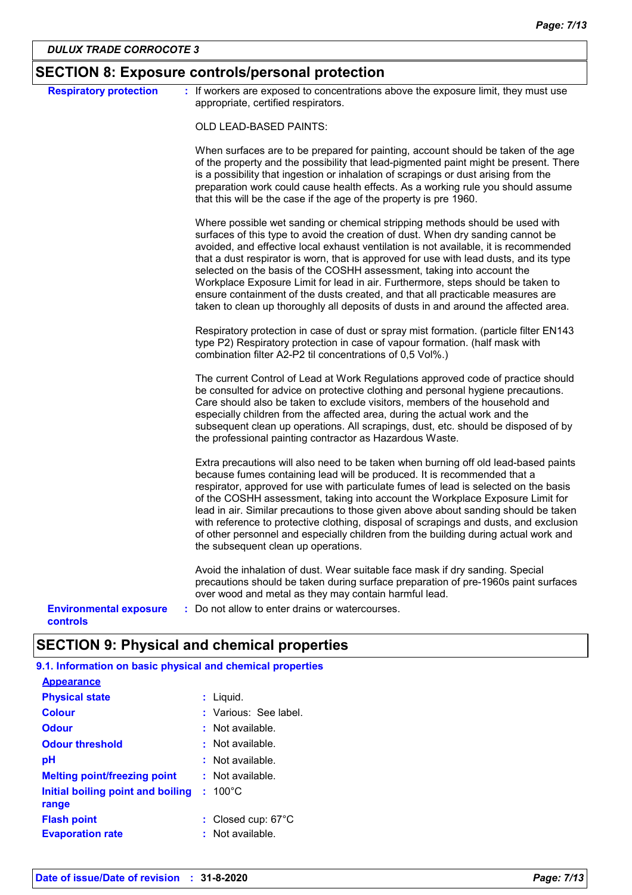## SECTION 8: Exposure controls/personal protection

**Respiratory protection** : If workers are exposed to concentrations above the exposure limit, they must use appropriate, certified respirators.

OLD LEAD-BASED PAINTS:

When surfaces are to be prepared for painting, account should be taken of the age of the property and the possibility that lead-pigmented paint might be present. There is a possibility that ingestion or inhalation of scrapings or dust arising from the preparation work could cause health effects. As a working rule you should assume that this will be the case if the age of the property is pre 1960.

Where possible wet sanding or chemical stripping methods should be used with surfaces of this type to avoid the creation of dust. When dry sanding cannot be avoided, and effective local exhaust ventilation is not available, it is recommended that a dust respirator is worn, that is approved for use with lead dusts, and its type selected on the basis of the COSHH assessment, taking into account the Workplace Exposure Limit for lead in air. Furthermore, steps should be taken to ensure containment of the dusts created, and that all practicable measures are taken to clean up thoroughly all deposits of dusts in and around the affected area.

Respiratory protection in case of dust or spray mist formation. (particle filter EN143 type P2) Respiratory protection in case of vapour formation. (half mask with combination filter A2-P2 til concentrations of 0,5 Vol%.)

The current Control of Lead at Work Regulations approved code of practice should be consulted for advice on protective clothing and personal hygiene precautions. Care should also be taken to exclude visitors, members of the household and especially children from the affected area, during the actual work and the subsequent clean up operations. All scrapings, dust, etc. should be disposed of by the professional painting contractor as Hazardous Waste.

Extra precautions will also need to be taken when burning off old lead-based paints because fumes containing lead will be produced. It is recommended that a respirator, approved for use with particulate fumes of lead is selected on the basis of the COSHH assessment, taking into account the Workplace Exposure Limit for lead in air. Similar precautions to those given above about sanding should be taken with reference to protective clothing, disposal of scrapings and dusts, and exclusion of other personnel and especially children from the building during actual work and the subsequent clean up operations.

Avoid the inhalation of dust. Wear suitable face mask if dry sanding. Special precautions should be taken during surface preparation of pre-1960s paint surfaces over wood and metal as they may contain harmful lead.

**Environmental exposure controls** : Do not allow to enter drains or watercourses.

## SECTION 9: Physical and chemical properties

### 9.1. Information on basic physical and chemical properties

**Appearance**

| | |
|---|---|
| **Physical state** | : Liquid. |
| **Colour** | : Various: See label. |
| **Odour** | : Not available. |
| **Odour threshold** | : Not available. |
| **pH** | : Not available. |
| **Melting point/freezing point** | : Not available. |
| **Initial boiling point and boiling range** | : 100°C |
| **Flash point** | : Closed cup: 67°C |
| **Evaporation rate** | : Not available. |

Date of issue/Date of revision : 31-8-2020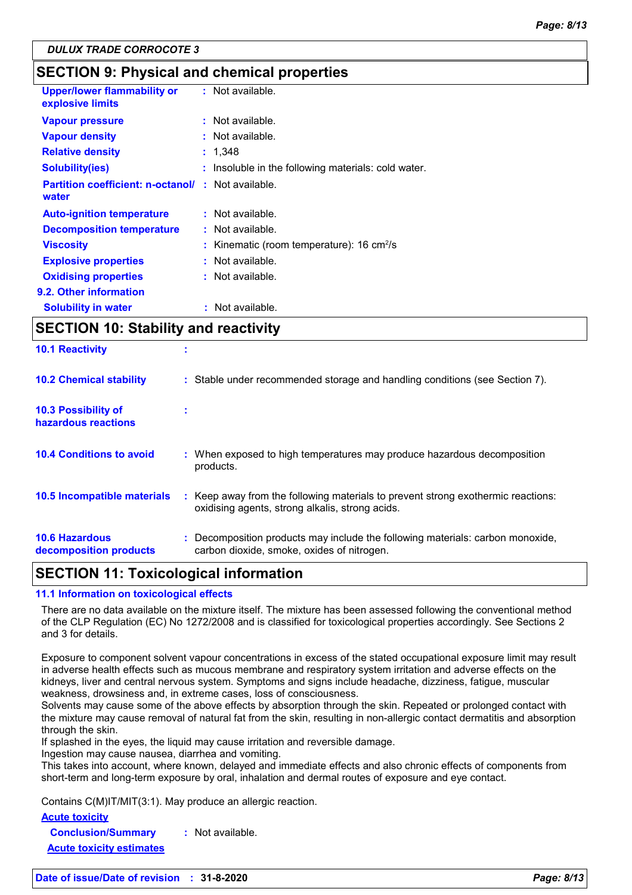## SECTION 9: Physical and chemical properties

| | |
|---|---|
| **Upper/lower flammability or explosive limits** | : Not available. |
| **Vapour pressure** | : Not available. |
| **Vapour density** | : Not available. |
| **Relative density** | : 1,348 |
| **Solubility(ies)** | : Insoluble in the following materials: cold water. |
| **Partition coefficient: n-octanol/ water** | : Not available. |
| **Auto-ignition temperature** | : Not available. |
| **Decomposition temperature** | : Not available. |
| **Viscosity** | : Kinematic (room temperature): 16 $cm^2/s$ |
| **Explosive properties** | : Not available. |
| **Oxidising properties** | : Not available. |

### 9.2. Other information

| | |
|---|---|
| **Solubility in water** | : Not available. |

## SECTION 10: Stability and reactivity

| | |
|---|---|
| **10.1 Reactivity** | : |
| **10.2 Chemical stability** | : Stable under recommended storage and handling conditions (see Section 7). |
| **10.3 Possibility of hazardous reactions** | : |
| **10.4 Conditions to avoid** | : When exposed to high temperatures may produce hazardous decomposition products. |
| **10.5 Incompatible materials** | : Keep away from the following materials to prevent strong exothermic reactions: oxidising agents, strong alkalis, strong acids. |
| **10.6 Hazardous decomposition products** | : Decomposition products may include the following materials: carbon monoxide, carbon dioxide, smoke, oxides of nitrogen. |

## SECTION 11: Toxicological information

### 11.1 Information on toxicological effects

There are no data available on the mixture itself. The mixture has been assessed following the conventional method of the CLP Regulation (EC) No 1272/2008 and is classified for toxicological properties accordingly. See Sections 2 and 3 for details.

Exposure to component solvent vapour concentrations in excess of the stated occupational exposure limit may result in adverse health effects such as mucous membrane and respiratory system irritation and adverse effects on the kidneys, liver and central nervous system. Symptoms and signs include headache, dizziness, fatigue, muscular weakness, drowsiness and, in extreme cases, loss of consciousness.
Solvents may cause some of the above effects by absorption through the skin. Repeated or prolonged contact with the mixture may cause removal of natural fat from the skin, resulting in non-allergic contact dermatitis and absorption through the skin.
If splashed in the eyes, the liquid may cause irritation and reversible damage.
Ingestion may cause nausea, diarrhea and vomiting.
This takes into account, where known, delayed and immediate effects and also chronic effects of components from short-term and long-term exposure by oral, inhalation and dermal routes of exposure and eye contact.

Contains C(M)IT/MIT(3:1). May produce an allergic reaction.

**Acute toxicity**

**Conclusion/Summary** : Not available.

**Acute toxicity estimates**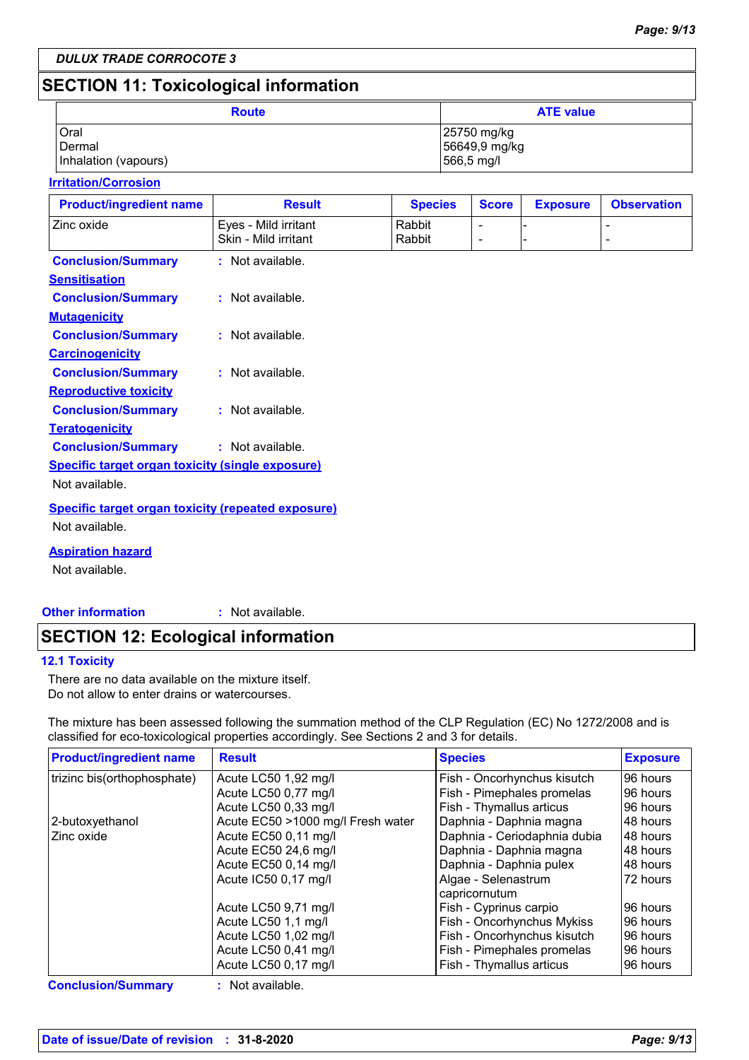DULUX TRADE CORROCOTE 3

## SECTION 11: Toxicological information

| Route | ATE value |
|---|---|
| Oral<br>Dermal<br>Inhalation (vapours) | 25750 mg/kg<br>56649,9 mg/kg<br>566,5 mg/l |

**Irritation/Corrosion**

| Product/ingredient name | Result | Species | Score | Exposure | Observation |
|---|---|---|---|---|---|
| Zinc oxide | Eyes - Mild irritant<br>Skin - Mild irritant | Rabbit<br>Rabbit | -<br>- | -<br>- | -<br>- |

**Conclusion/Summary** : Not available.

**Sensitisation**

**Conclusion/Summary** : Not available.

**Mutagenicity**

**Conclusion/Summary** : Not available.

**Carcinogenicity**

**Conclusion/Summary** : Not available.

**Reproductive toxicity**

**Conclusion/Summary** : Not available.

**Teratogenicity**

**Conclusion/Summary** : Not available.

**Specific target organ toxicity (single exposure)**

Not available.

**Specific target organ toxicity (repeated exposure)**

Not available.

**Aspiration hazard**

Not available.

**Other information** : Not available.

## SECTION 12: Ecological information

### 12.1 Toxicity

There are no data available on the mixture itself.
Do not allow to enter drains or watercourses.

The mixture has been assessed following the summation method of the CLP Regulation (EC) No 1272/2008 and is classified for eco-toxicological properties accordingly. See Sections 2 and 3 for details.

| Product/ingredient name | Result | Species | Exposure |
|---|---|---|---|
| trizinc bis(orthophosphate) | Acute LC50 1,92 mg/l | Fish - Oncorhynchus kisutch | 96 hours |
| | Acute LC50 0,77 mg/l | Fish - Pimephales promelas | 96 hours |
| | Acute LC50 0,33 mg/l | Fish - Thymallus articus | 96 hours |
| 2-butoxyethanol | Acute EC50 >1000 mg/l Fresh water | Daphnia - Daphnia magna | 48 hours |
| Zinc oxide | Acute EC50 0,11 mg/l | Daphnia - Ceriodaphnia dubia | 48 hours |
| | Acute EC50 24,6 mg/l | Daphnia - Daphnia magna | 48 hours |
| | Acute EC50 0,14 mg/l | Daphnia - Daphnia pulex | 48 hours |
| | Acute IC50 0,17 mg/l | Algae - Selenastrum capricornutum | 72 hours |
| | Acute LC50 9,71 mg/l | Fish - Cyprinus carpio | 96 hours |
| | Acute LC50 1,1 mg/l | Fish - Oncorhynchus Mykiss | 96 hours |
| | Acute LC50 1,02 mg/l | Fish - Oncorhynchus kisutch | 96 hours |
| | Acute LC50 0,41 mg/l | Fish - Pimephales promelas | 96 hours |
| | Acute LC50 0,17 mg/l | Fish - Thymallus articus | 96 hours |

**Conclusion/Summary** : Not available.

**Date of issue/Date of revision** : 31-8-2020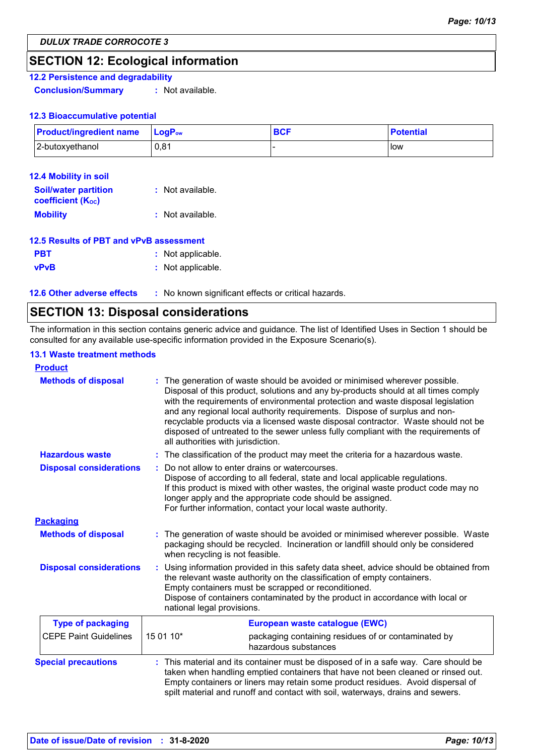## SECTION 12: Ecological information

### 12.2 Persistence and degradability

**Conclusion/Summary** : Not available.

### 12.3 Bioaccumulative potential

| Product/ingredient name | $LogP_{ow}$ | BCF | Potential |
|---|---|---|---|
| 2-butoxyethanol | 0,81 | - | low |

### 12.4 Mobility in soil

**Soil/water partition coefficient ($K_{OC}$)** : Not available.

**Mobility** : Not available.

### 12.5 Results of PBT and vPvB assessment

**PBT** : Not applicable.

**vPvB** : Not applicable.

### 12.6 Other adverse effects : No known significant effects or critical hazards.

## SECTION 13: Disposal considerations

The information in this section contains generic advice and guidance. The list of Identified Uses in Section 1 should be consulted for any available use-specific information provided in the Exposure Scenario(s).

### 13.1 Waste treatment methods

**Product**

**Methods of disposal** : The generation of waste should be avoided or minimised wherever possible. Disposal of this product, solutions and any by-products should at all times comply with the requirements of environmental protection and waste disposal legislation and any regional local authority requirements. Dispose of surplus and non-recyclable products via a licensed waste disposal contractor. Waste should not be disposed of untreated to the sewer unless fully compliant with the requirements of all authorities with jurisdiction.

**Hazardous waste** : The classification of the product may meet the criteria for a hazardous waste.

**Disposal considerations** : Do not allow to enter drains or watercourses.
Dispose of according to all federal, state and local applicable regulations.
If this product is mixed with other wastes, the original waste product code may no longer apply and the appropriate code should be assigned.
For further information, contact your local waste authority.

**Packaging**

**Methods of disposal** : The generation of waste should be avoided or minimised wherever possible. Waste packaging should be recycled. Incineration or landfill should only be considered when recycling is not feasible.

**Disposal considerations** : Using information provided in this safety data sheet, advice should be obtained from the relevant waste authority on the classification of empty containers.
Empty containers must be scrapped or reconditioned.
Dispose of containers contaminated by the product in accordance with local or national legal provisions.

| Type of packaging | European waste catalogue (EWC) | |
|---|---|---|
| CEPE Paint Guidelines | 15 01 10* | packaging containing residues of or contaminated by hazardous substances |

**Special precautions** : This material and its container must be disposed of in a safe way. Care should be taken when handling emptied containers that have not been cleaned or rinsed out. Empty containers or liners may retain some product residues. Avoid dispersal of spilt material and runoff and contact with soil, waterways, drains and sewers.

**Date of issue/Date of revision** : 31-8-2020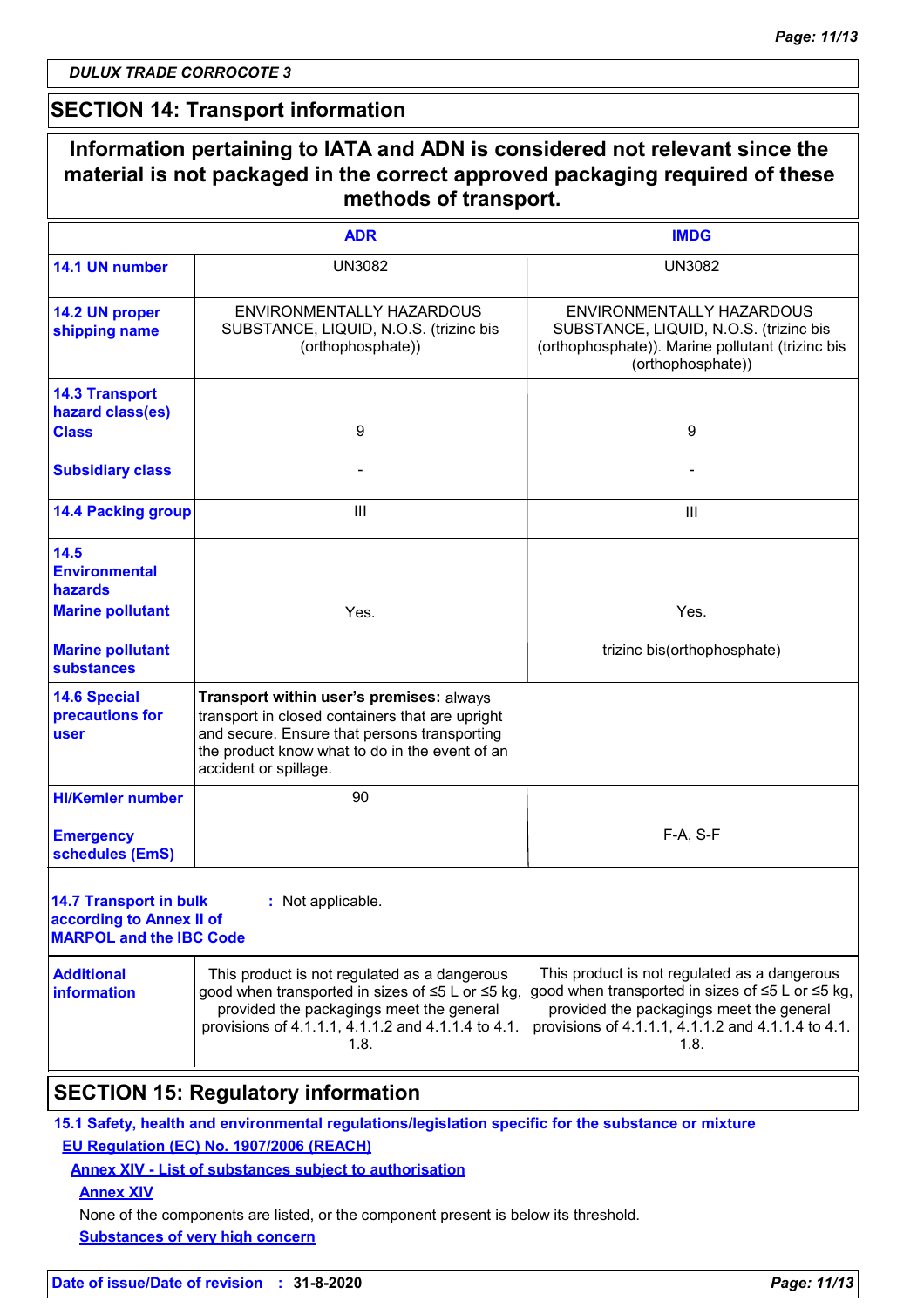DULUX TRADE CORROCOTE 3

## SECTION 14: Transport information

**Information pertaining to IATA and ADN is considered not relevant since the material is not packaged in the correct approved packaging required of these methods of transport.**

| | ADR | IMDG |
|---|---|---|
| **14.1 UN number** | UN3082 | UN3082 |
| **14.2 UN proper shipping name** | ENVIRONMENTALLY HAZARDOUS SUBSTANCE, LIQUID, N.O.S. (trizinc bis (orthophosphate)) | ENVIRONMENTALLY HAZARDOUS SUBSTANCE, LIQUID, N.O.S. (trizinc bis (orthophosphate)). Marine pollutant (trizinc bis (orthophosphate)) |
| **14.3 Transport hazard class(es)** **Class** | 9 | 9 |
| **Subsidiary class** | - | - |
| **14.4 Packing group** | III | III |
| **14.5 Environmental hazards** **Marine pollutant** | Yes. | Yes. |
| **Marine pollutant substances** | | trizinc bis(orthophosphate) |
| **14.6 Special precautions for user** | **Transport within user's premises:** always transport in closed containers that are upright and secure. Ensure that persons transporting the product know what to do in the event of an accident or spillage. | |
| **HI/Kemler number** | 90 | |
| **Emergency schedules (EmS)** | | F-A, S-F |
| **14.7 Transport in bulk according to Annex II of MARPOL and the IBC Code** | : Not applicable. | |
| **Additional information** | This product is not regulated as a dangerous good when transported in sizes of ≤5 L or ≤5 kg, provided the packagings meet the general provisions of 4.1.1.1, 4.1.1.2 and 4.1.1.4 to 4.1.1.8. | This product is not regulated as a dangerous good when transported in sizes of ≤5 L or ≤5 kg, provided the packagings meet the general provisions of 4.1.1.1, 4.1.1.2 and 4.1.1.4 to 4.1.1.8. |

## SECTION 15: Regulatory information

**15.1 Safety, health and environmental regulations/legislation specific for the substance or mixture**

**EU Regulation (EC) No. 1907/2006 (REACH)**

**Annex XIV - List of substances subject to authorisation**

**Annex XIV**

None of the components are listed, or the component present is below its threshold.

**Substances of very high concern**

**Date of issue/Date of revision** : **31-8-2020**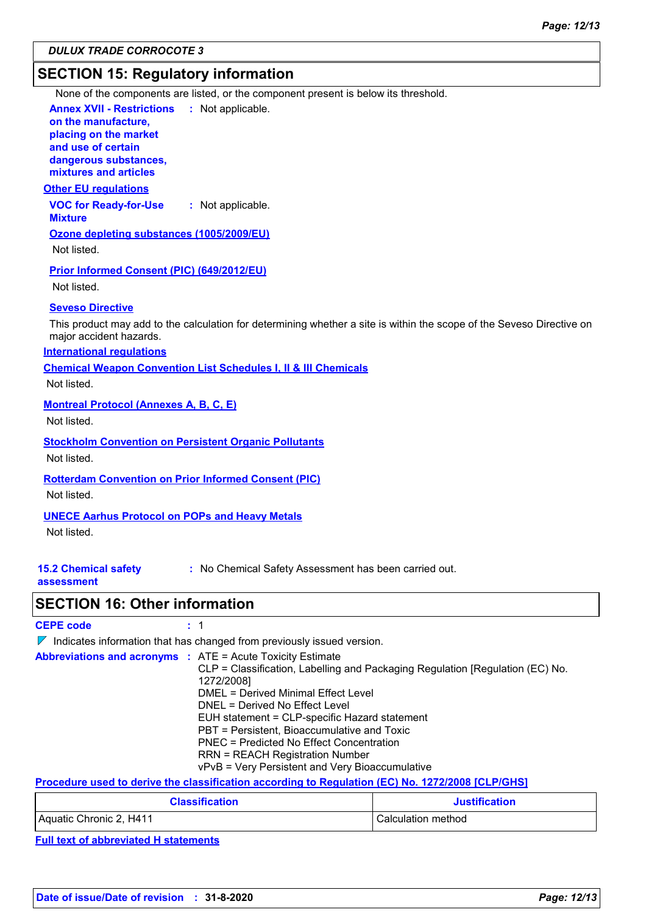DULUX TRADE CORROCOTE 3

## SECTION 15: Regulatory information

None of the components are listed, or the component present is below its threshold.

**Annex XVII - Restrictions on the manufacture, placing on the market and use of certain dangerous substances, mixtures and articles** : Not applicable.

**Other EU regulations**

**VOC for Ready-for-Use Mixture** : Not applicable.

**Ozone depleting substances (1005/2009/EU)**

Not listed.

**Prior Informed Consent (PIC) (649/2012/EU)**

Not listed.

**Seveso Directive**

This product may add to the calculation for determining whether a site is within the scope of the Seveso Directive on major accident hazards.

**International regulations**

**Chemical Weapon Convention List Schedules I, II & III Chemicals**

Not listed.

**Montreal Protocol (Annexes A, B, C, E)**

Not listed.

**Stockholm Convention on Persistent Organic Pollutants**

Not listed.

**Rotterdam Convention on Prior Informed Consent (PIC)**

Not listed.

**UNECE Aarhus Protocol on POPs and Heavy Metals**

Not listed.

**15.2 Chemical safety assessment** : No Chemical Safety Assessment has been carried out.

## SECTION 16: Other information

**CEPE code** : 1

◤ Indicates information that has changed from previously issued version.

**Abbreviations and acronyms** : ATE = Acute Toxicity Estimate
CLP = Classification, Labelling and Packaging Regulation [Regulation (EC) No. 1272/2008]
DMEL = Derived Minimal Effect Level
DNEL = Derived No Effect Level
EUH statement = CLP-specific Hazard statement
PBT = Persistent, Bioaccumulative and Toxic
PNEC = Predicted No Effect Concentration
RRN = REACH Registration Number
vPvB = Very Persistent and Very Bioaccumulative

**Procedure used to derive the classification according to Regulation (EC) No. 1272/2008 [CLP/GHS]**

| Classification | Justification |
|---|---|
| Aquatic Chronic 2, H411 | Calculation method |

**Full text of abbreviated H statements**

Date of issue/Date of revision : 31-8-2020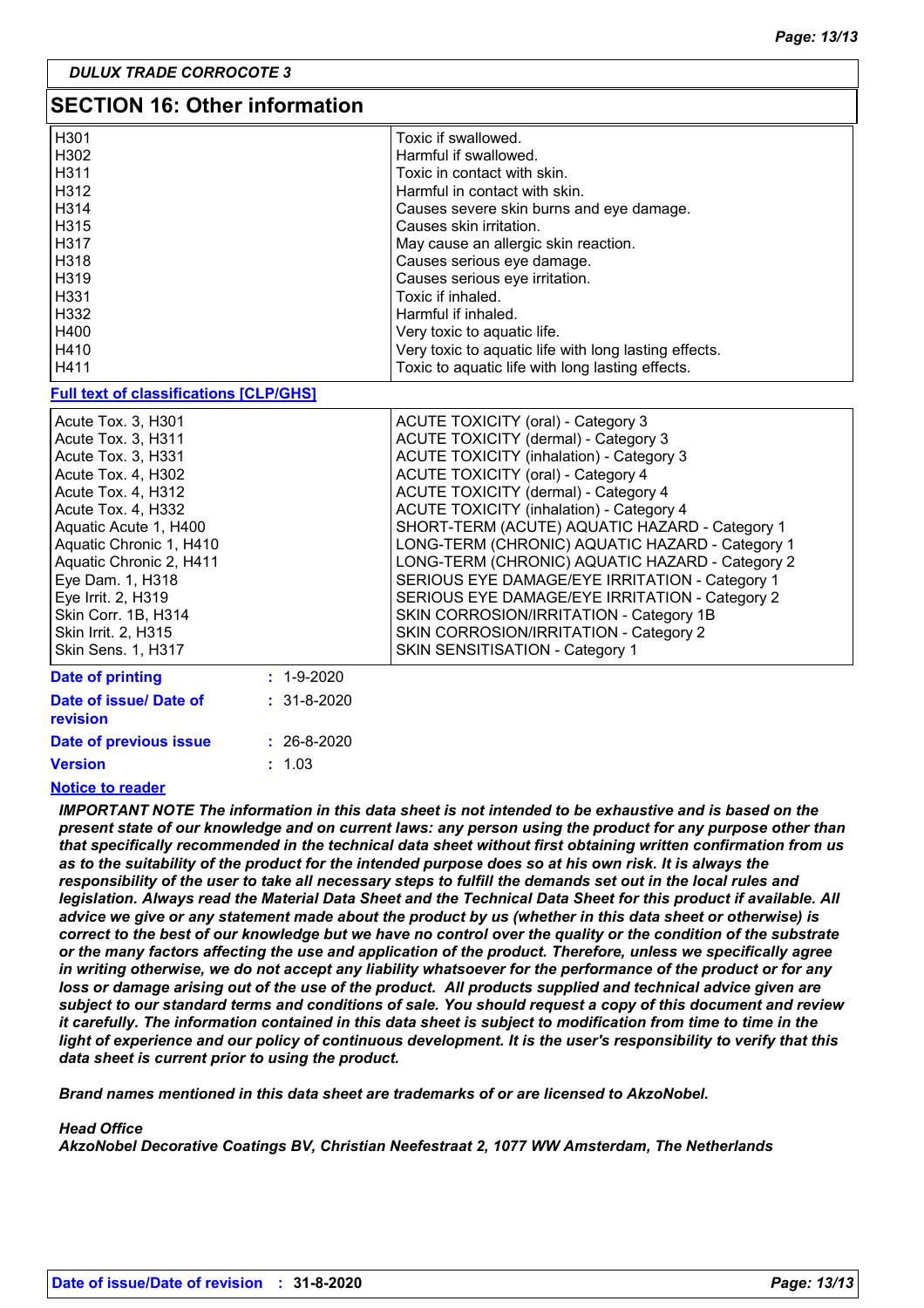## SECTION 16: Other information

| | |
|---|---|
| H301 | Toxic if swallowed. |
| H302 | Harmful if swallowed. |
| H311 | Toxic in contact with skin. |
| H312 | Harmful in contact with skin. |
| H314 | Causes severe skin burns and eye damage. |
| H315 | Causes skin irritation. |
| H317 | May cause an allergic skin reaction. |
| H318 | Causes serious eye damage. |
| H319 | Causes serious eye irritation. |
| H331 | Toxic if inhaled. |
| H332 | Harmful if inhaled. |
| H400 | Very toxic to aquatic life. |
| H410 | Very toxic to aquatic life with long lasting effects. |
| H411 | Toxic to aquatic life with long lasting effects. |

**Full text of classifications [CLP/GHS]**

| | |
|---|---|
| Acute Tox. 3, H301 | ACUTE TOXICITY (oral) - Category 3 |
| Acute Tox. 3, H311 | ACUTE TOXICITY (dermal) - Category 3 |
| Acute Tox. 3, H331 | ACUTE TOXICITY (inhalation) - Category 3 |
| Acute Tox. 4, H302 | ACUTE TOXICITY (oral) - Category 4 |
| Acute Tox. 4, H312 | ACUTE TOXICITY (dermal) - Category 4 |
| Acute Tox. 4, H332 | ACUTE TOXICITY (inhalation) - Category 4 |
| Aquatic Acute 1, H400 | SHORT-TERM (ACUTE) AQUATIC HAZARD - Category 1 |
| Aquatic Chronic 1, H410 | LONG-TERM (CHRONIC) AQUATIC HAZARD - Category 1 |
| Aquatic Chronic 2, H411 | LONG-TERM (CHRONIC) AQUATIC HAZARD - Category 2 |
| Eye Dam. 1, H318 | SERIOUS EYE DAMAGE/EYE IRRITATION - Category 1 |
| Eye Irrit. 2, H319 | SERIOUS EYE DAMAGE/EYE IRRITATION - Category 2 |
| Skin Corr. 1B, H314 | SKIN CORROSION/IRRITATION - Category 1B |
| Skin Irrit. 2, H315 | SKIN CORROSION/IRRITATION - Category 2 |
| Skin Sens. 1, H317 | SKIN SENSITISATION - Category 1 |

**Date of printing** : 1-9-2020

**Date of issue/ Date of revision** : 31-8-2020

**Date of previous issue** : 26-8-2020

**Version** : 1.03

**Notice to reader**

***IMPORTANT NOTE The information in this data sheet is not intended to be exhaustive and is based on the present state of our knowledge and on current laws: any person using the product for any purpose other than that specifically recommended in the technical data sheet without first obtaining written confirmation from us as to the suitability of the product for the intended purpose does so at his own risk. It is always the responsibility of the user to take all necessary steps to fulfill the demands set out in the local rules and legislation. Always read the Material Data Sheet and the Technical Data Sheet for this product if available. All advice we give or any statement made about the product by us (whether in this data sheet or otherwise) is correct to the best of our knowledge but we have no control over the quality or the condition of the substrate or the many factors affecting the use and application of the product. Therefore, unless we specifically agree in writing otherwise, we do not accept any liability whatsoever for the performance of the product or for any loss or damage arising out of the use of the product. All products supplied and technical advice given are subject to our standard terms and conditions of sale. You should request a copy of this document and review it carefully. The information contained in this data sheet is subject to modification from time to time in the light of experience and our policy of continuous development. It is the user's responsibility to verify that this data sheet is current prior to using the product.***

***Brand names mentioned in this data sheet are trademarks of or are licensed to AkzoNobel.***

***Head Office***
***AkzoNobel Decorative Coatings BV, Christian Neefestraat 2, 1077 WW Amsterdam, The Netherlands***